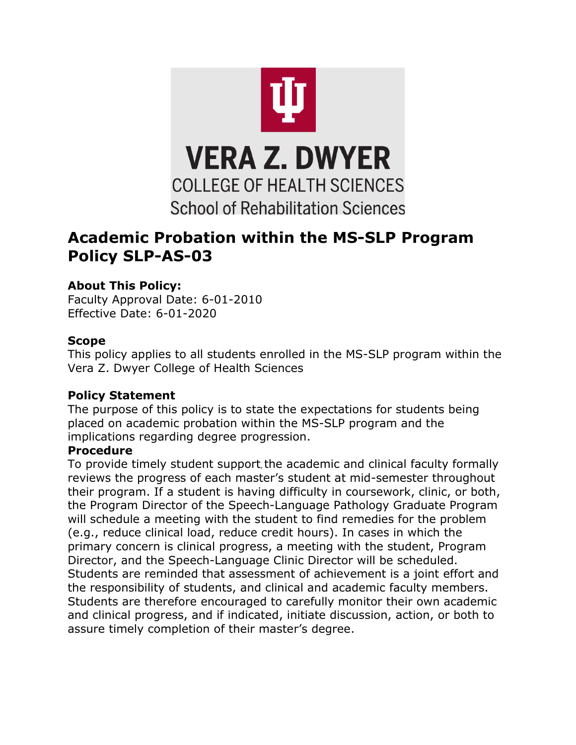VERA Z. DWYER

COLLEGE OF HEALTH SCIENCES

School of Rehabilitation Sciences

# Academic Probation within the MS-SLP Program Policy SLP-AS-03

**About This Policy:**

Faculty Approval Date: 6-01-2010
Effective Date: 6-01-2020

**Scope**

This policy applies to all students enrolled in the MS-SLP program within the Vera Z. Dwyer College of Health Sciences

**Policy Statement**

The purpose of this policy is to state the expectations for students being placed on academic probation within the MS-SLP program and the implications regarding degree progression.

**Procedure**

To provide timely student support, the academic and clinical faculty formally reviews the progress of each master's student at mid-semester throughout their program. If a student is having difficulty in coursework, clinic, or both, the Program Director of the Speech-Language Pathology Graduate Program will schedule a meeting with the student to find remedies for the problem (e.g., reduce clinical load, reduce credit hours). In cases in which the primary concern is clinical progress, a meeting with the student, Program Director, and the Speech-Language Clinic Director will be scheduled. Students are reminded that assessment of achievement is a joint effort and the responsibility of students, and clinical and academic faculty members. Students are therefore encouraged to carefully monitor their own academic and clinical progress, and if indicated, initiate discussion, action, or both to assure timely completion of their master's degree.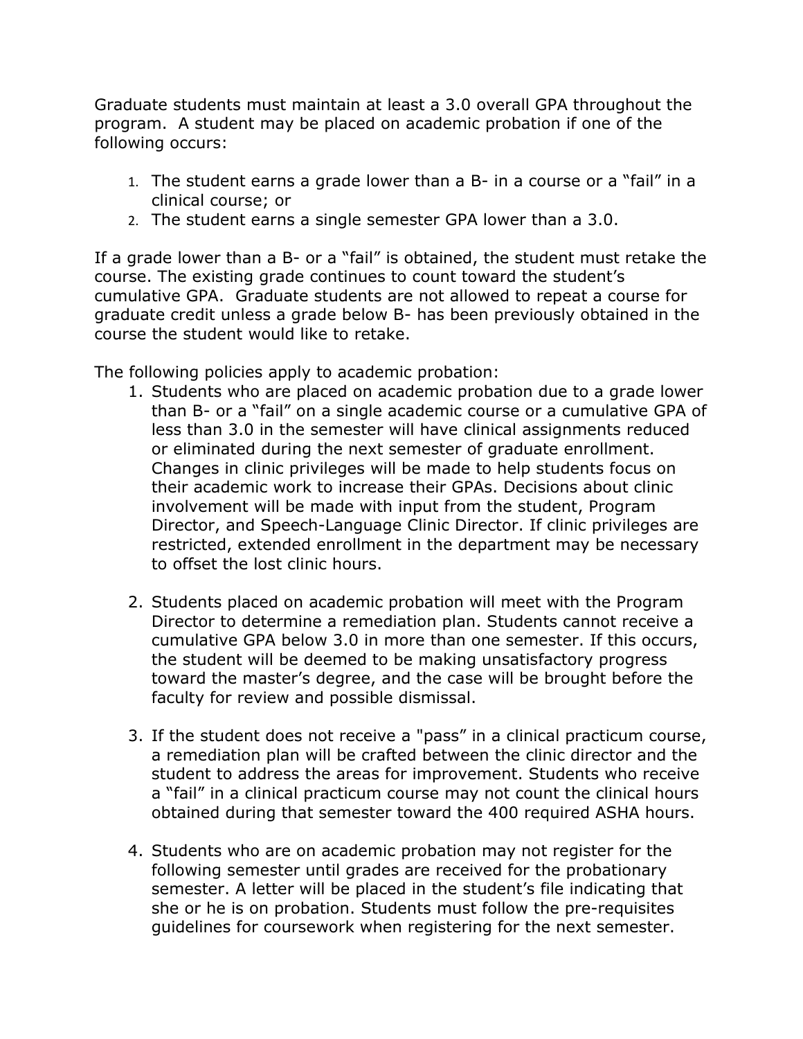Graduate students must maintain at least a 3.0 overall GPA throughout the program. A student may be placed on academic probation if one of the following occurs:

1. The student earns a grade lower than a B- in a course or a "fail" in a clinical course; or
2. The student earns a single semester GPA lower than a 3.0.

If a grade lower than a B- or a "fail" is obtained, the student must retake the course. The existing grade continues to count toward the student's cumulative GPA. Graduate students are not allowed to repeat a course for graduate credit unless a grade below B- has been previously obtained in the course the student would like to retake.

The following policies apply to academic probation:

1. Students who are placed on academic probation due to a grade lower than B- or a "fail" on a single academic course or a cumulative GPA of less than 3.0 in the semester will have clinical assignments reduced or eliminated during the next semester of graduate enrollment. Changes in clinic privileges will be made to help students focus on their academic work to increase their GPAs. Decisions about clinic involvement will be made with input from the student, Program Director, and Speech-Language Clinic Director. If clinic privileges are restricted, extended enrollment in the department may be necessary to offset the lost clinic hours.

2. Students placed on academic probation will meet with the Program Director to determine a remediation plan. Students cannot receive a cumulative GPA below 3.0 in more than one semester. If this occurs, the student will be deemed to be making unsatisfactory progress toward the master's degree, and the case will be brought before the faculty for review and possible dismissal.

3. If the student does not receive a "pass" in a clinical practicum course, a remediation plan will be crafted between the clinic director and the student to address the areas for improvement. Students who receive a "fail" in a clinical practicum course may not count the clinical hours obtained during that semester toward the 400 required ASHA hours.

4. Students who are on academic probation may not register for the following semester until grades are received for the probationary semester. A letter will be placed in the student's file indicating that she or he is on probation. Students must follow the pre-requisites guidelines for coursework when registering for the next semester.